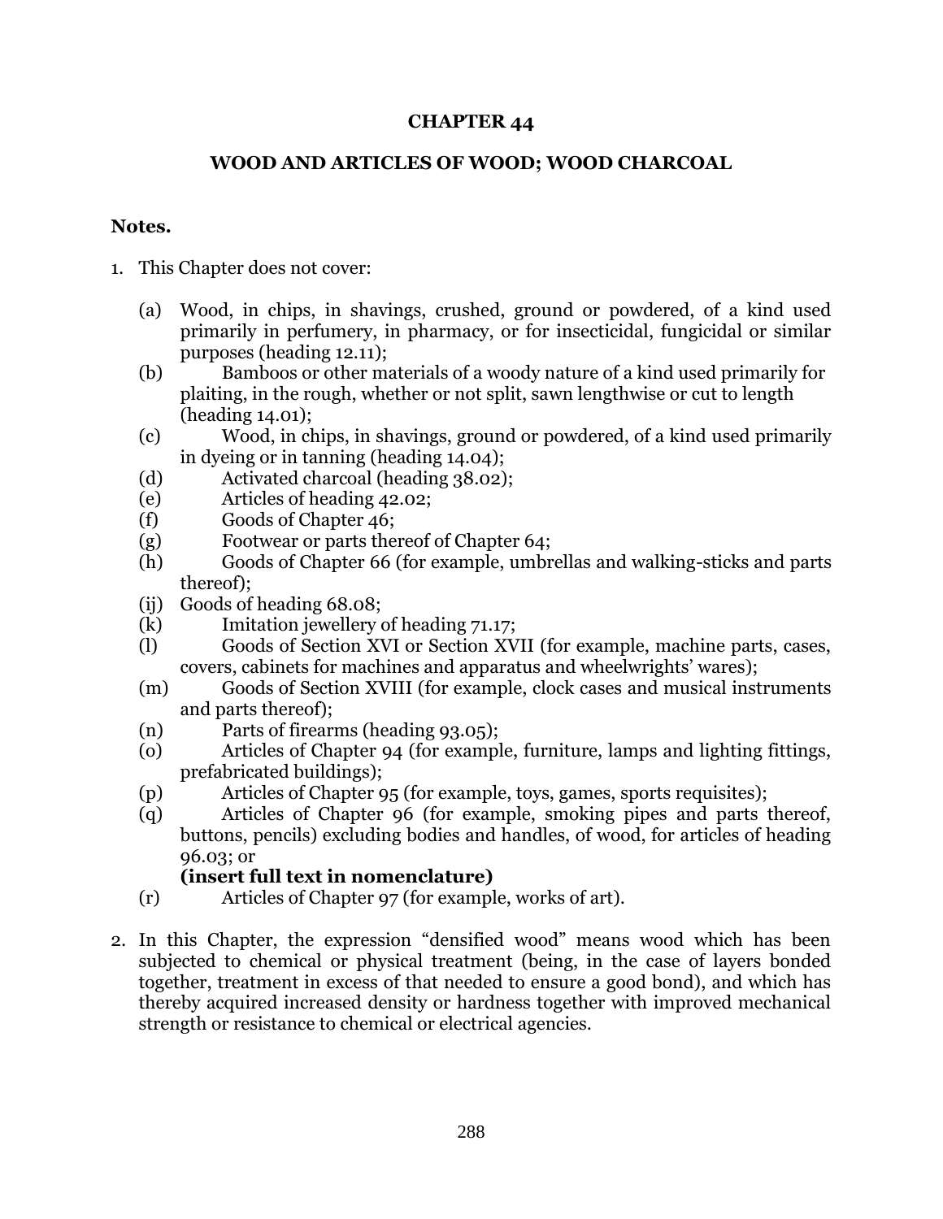# CHAPTER 44

## WOOD AND ARTICLES OF WOOD; WOOD CHARCOAL

**Notes.**

1. This Chapter does not cover:

   (a) Wood, in chips, in shavings, crushed, ground or powdered, of a kind used primarily in perfumery, in pharmacy, or for insecticidal, fungicidal or similar purposes (heading 12.11);
   (b) Bamboos or other materials of a woody nature of a kind used primarily for plaiting, in the rough, whether or not split, sawn lengthwise or cut to length (heading 14.01);
   (c) Wood, in chips, in shavings, ground or powdered, of a kind used primarily in dyeing or in tanning (heading 14.04);
   (d) Activated charcoal (heading 38.02);
   (e) Articles of heading 42.02;
   (f) Goods of Chapter 46;
   (g) Footwear or parts thereof of Chapter 64;
   (h) Goods of Chapter 66 (for example, umbrellas and walking-sticks and parts thereof);
   (ij) Goods of heading 68.08;
   (k) Imitation jewellery of heading 71.17;
   (l) Goods of Section XVI or Section XVII (for example, machine parts, cases, covers, cabinets for machines and apparatus and wheelwrights' wares);
   (m) Goods of Section XVIII (for example, clock cases and musical instruments and parts thereof);
   (n) Parts of firearms (heading 93.05);
   (o) Articles of Chapter 94 (for example, furniture, lamps and lighting fittings, prefabricated buildings);
   (p) Articles of Chapter 95 (for example, toys, games, sports requisites);
   (q) Articles of Chapter 96 (for example, smoking pipes and parts thereof, buttons, pencils) excluding bodies and handles, of wood, for articles of heading 96.03; or
   **(insert full text in nomenclature)**
   (r) Articles of Chapter 97 (for example, works of art).

2. In this Chapter, the expression "densified wood" means wood which has been subjected to chemical or physical treatment (being, in the case of layers bonded together, treatment in excess of that needed to ensure a good bond), and which has thereby acquired increased density or hardness together with improved mechanical strength or resistance to chemical or electrical agencies.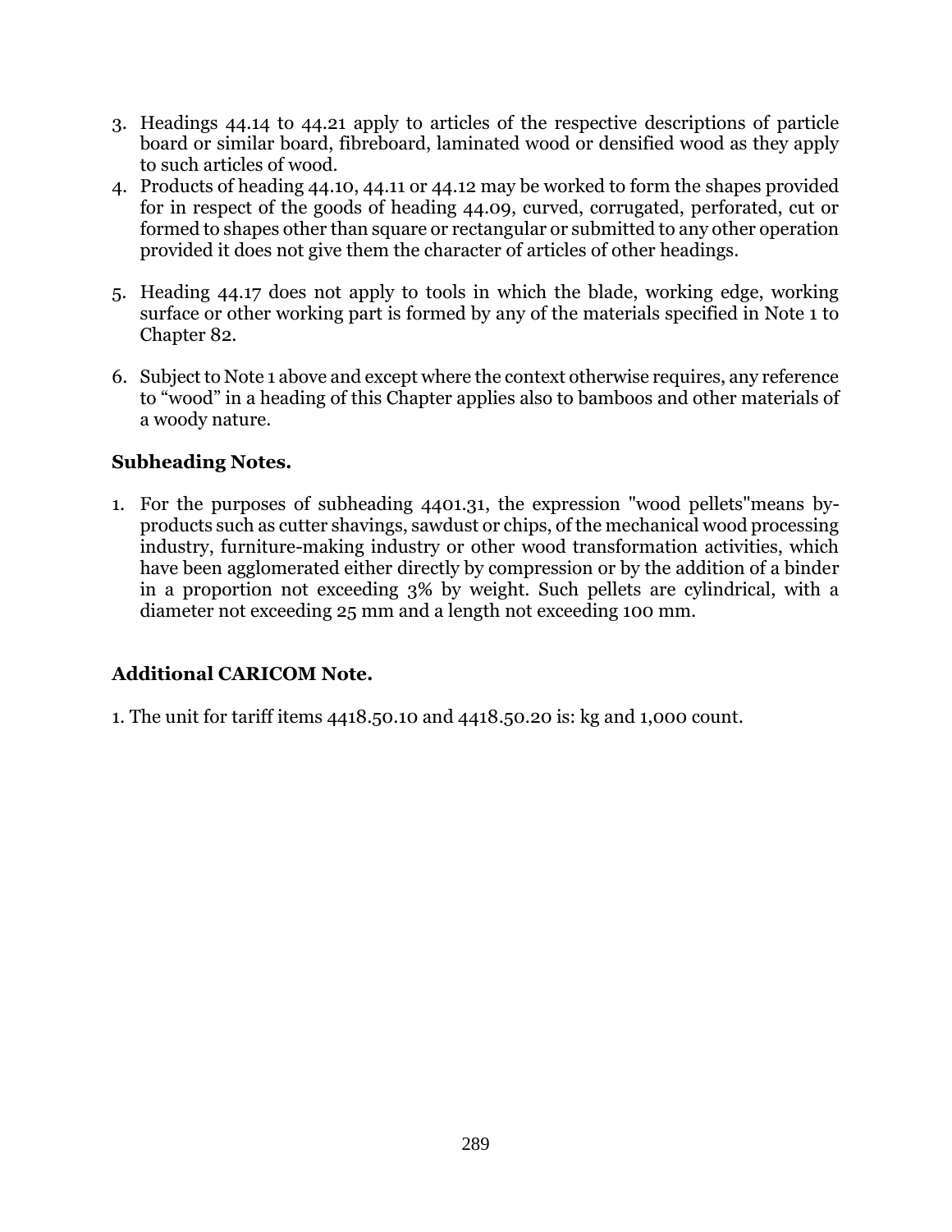3. Headings 44.14 to 44.21 apply to articles of the respective descriptions of particle board or similar board, fibreboard, laminated wood or densified wood as they apply to such articles of wood.
4. Products of heading 44.10, 44.11 or 44.12 may be worked to form the shapes provided for in respect of the goods of heading 44.09, curved, corrugated, perforated, cut or formed to shapes other than square or rectangular or submitted to any other operation provided it does not give them the character of articles of other headings.
5. Heading 44.17 does not apply to tools in which the blade, working edge, working surface or other working part is formed by any of the materials specified in Note 1 to Chapter 82.
6. Subject to Note 1 above and except where the context otherwise requires, any reference to "wood" in a heading of this Chapter applies also to bamboos and other materials of a woody nature.

**Subheading Notes.**

1. For the purposes of subheading 4401.31, the expression "wood pellets"means by-products such as cutter shavings, sawdust or chips, of the mechanical wood processing industry, furniture-making industry or other wood transformation activities, which have been agglomerated either directly by compression or by the addition of a binder in a proportion not exceeding 3% by weight. Such pellets are cylindrical, with a diameter not exceeding 25 mm and a length not exceeding 100 mm.

**Additional CARICOM Note.**

1. The unit for tariff items 4418.50.10 and 4418.50.20 is: kg and 1,000 count.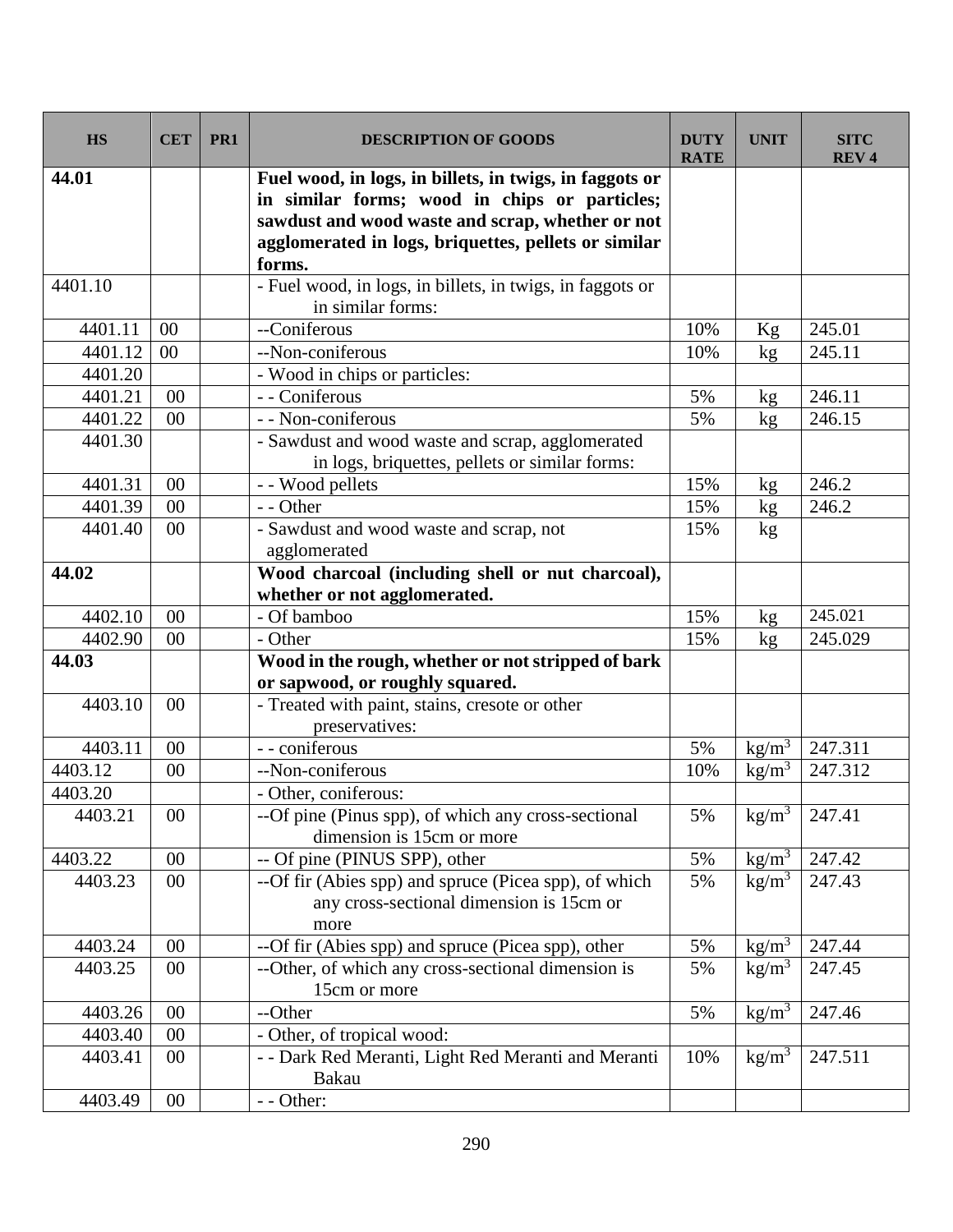| HS | CET | PR1 | DESCRIPTION OF GOODS | DUTY RATE | UNIT | SITC REV 4 |
|---|---|---|---|---|---|---|
| **44.01** | | | **Fuel wood, in logs, in billets, in twigs, in faggots or in similar forms; wood in chips or particles; sawdust and wood waste and scrap, whether or not agglomerated in logs, briquettes, pellets or similar forms.** | | | |
| 4401.10 | | | - Fuel wood, in logs, in billets, in twigs, in faggots or in similar forms: | | | |
| 4401.11 | 00 | | --Coniferous | 10% | Kg | 245.01 |
| 4401.12 | 00 | | --Non-coniferous | 10% | kg | 245.11 |
| 4401.20 | | | - Wood in chips or particles: | | | |
| 4401.21 | 00 | | - - Coniferous | 5% | kg | 246.11 |
| 4401.22 | 00 | | - - Non-coniferous | 5% | kg | 246.15 |
| 4401.30 | | | - Sawdust and wood waste and scrap, agglomerated in logs, briquettes, pellets or similar forms: | | | |
| 4401.31 | 00 | | - - Wood pellets | 15% | kg | 246.2 |
| 4401.39 | 00 | | - - Other | 15% | kg | 246.2 |
| 4401.40 | 00 | | - Sawdust and wood waste and scrap, not agglomerated | 15% | kg | |
| **44.02** | | | **Wood charcoal (including shell or nut charcoal), whether or not agglomerated.** | | | |
| 4402.10 | 00 | | - Of bamboo | 15% | kg | 245.021 |
| 4402.90 | 00 | | - Other | 15% | kg | 245.029 |
| **44.03** | | | **Wood in the rough, whether or not stripped of bark or sapwood, or roughly squared.** | | | |
| 4403.10 | 00 | | - Treated with paint, stains, cresote or other preservatives: | | | |
| 4403.11 | 00 | | - - coniferous | 5% | kg/m$^3$ | 247.311 |
| 4403.12 | 00 | | --Non-coniferous | 10% | kg/m$^3$ | 247.312 |
| 4403.20 | | | - Other, coniferous: | | | |
| 4403.21 | 00 | | --Of pine (Pinus spp), of which any cross-sectional dimension is 15cm or more | 5% | kg/m$^3$ | 247.41 |
| 4403.22 | 00 | | -- Of pine (PINUS SPP), other | 5% | kg/m$^3$ | 247.42 |
| 4403.23 | 00 | | --Of fir (Abies spp) and spruce (Picea spp), of which any cross-sectional dimension is 15cm or more | 5% | kg/m$^3$ | 247.43 |
| 4403.24 | 00 | | --Of fir (Abies spp) and spruce (Picea spp), other | 5% | kg/m$^3$ | 247.44 |
| 4403.25 | 00 | | --Other, of which any cross-sectional dimension is 15cm or more | 5% | kg/m$^3$ | 247.45 |
| 4403.26 | 00 | | --Other | 5% | kg/m$^3$ | 247.46 |
| 4403.40 | 00 | | - Other, of tropical wood: | | | |
| 4403.41 | 00 | | - - Dark Red Meranti, Light Red Meranti and Meranti Bakau | 10% | kg/m$^3$ | 247.511 |
| 4403.49 | 00 | | - - Other: | | | |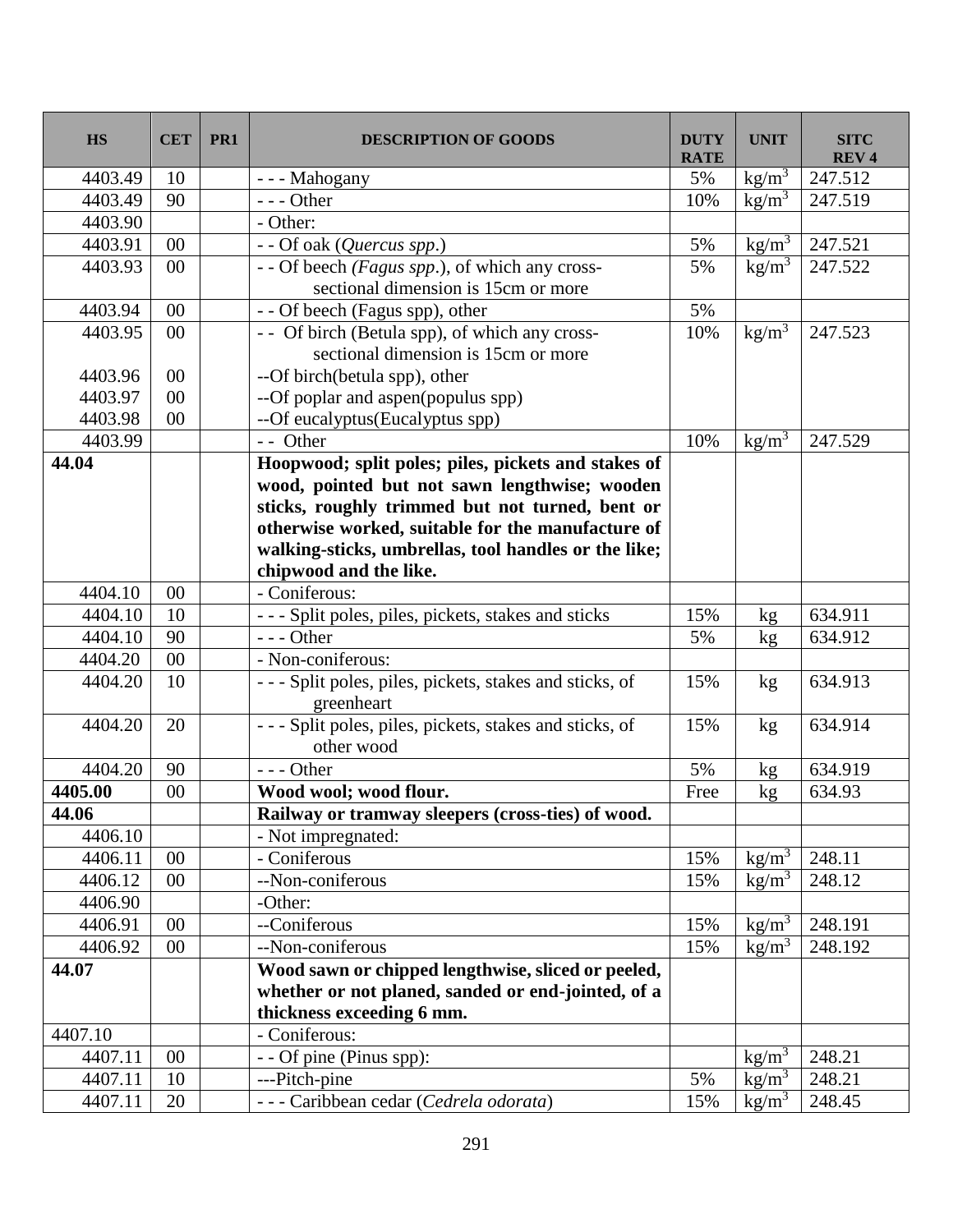| HS | CET | PR1 | DESCRIPTION OF GOODS | DUTY RATE | UNIT | SITC REV 4 |
|---|---|---|---|---|---|---|
| 4403.49 | 10 | | - - - Mahogany | 5% | $kg/m^3$ | 247.512 |
| 4403.49 | 90 | | - - - Other | 10% | $kg/m^3$ | 247.519 |
| 4403.90 | | | - Other: | | | |
| 4403.91 | 00 | | - - Of oak (*Quercus spp.*) | 5% | $kg/m^3$ | 247.521 |
| 4403.93 | 00 | | - - Of beech *(Fagus spp.*), of which any cross-sectional dimension is 15cm or more | 5% | $kg/m^3$ | 247.522 |
| 4403.94 | 00 | | - - Of beech (Fagus spp), other | 5% | | |
| 4403.95 | 00 | | - - Of birch (Betula spp), of which any cross-sectional dimension is 15cm or more | 10% | $kg/m^3$ | 247.523 |
| 4403.96 | 00 | | --Of birch(betula spp), other | | | |
| 4403.97 | 00 | | --Of poplar and aspen(populus spp) | | | |
| 4403.98 | 00 | | --Of eucalyptus(Eucalyptus spp) | | | |
| 4403.99 | | | - - Other | 10% | $kg/m^3$ | 247.529 |
| **44.04** | | | **Hoopwood; split poles; piles, pickets and stakes of wood, pointed but not sawn lengthwise; wooden sticks, roughly trimmed but not turned, bent or otherwise worked, suitable for the manufacture of walking-sticks, umbrellas, tool handles or the like; chipwood and the like.** | | | |
| 4404.10 | 00 | | - Coniferous: | | | |
| 4404.10 | 10 | | - - - Split poles, piles, pickets, stakes and sticks | 15% | kg | 634.911 |
| 4404.10 | 90 | | - - - Other | 5% | kg | 634.912 |
| 4404.20 | 00 | | - Non-coniferous: | | | |
| 4404.20 | 10 | | - - - Split poles, piles, pickets, stakes and sticks, of greenheart | 15% | kg | 634.913 |
| 4404.20 | 20 | | - - - Split poles, piles, pickets, stakes and sticks, of other wood | 15% | kg | 634.914 |
| 4404.20 | 90 | | - - - Other | 5% | kg | 634.919 |
| **4405.00** | 00 | | **Wood wool; wood flour.** | Free | kg | 634.93 |
| **44.06** | | | **Railway or tramway sleepers (cross-ties) of wood.** | | | |
| 4406.10 | | | - Not impregnated: | | | |
| 4406.11 | 00 | | - Coniferous | 15% | $kg/m^3$ | 248.11 |
| 4406.12 | 00 | | --Non-coniferous | 15% | $kg/m^3$ | 248.12 |
| 4406.90 | | | -Other: | | | |
| 4406.91 | 00 | | --Coniferous | 15% | $kg/m^3$ | 248.191 |
| 4406.92 | 00 | | --Non-coniferous | 15% | $kg/m^3$ | 248.192 |
| **44.07** | | | **Wood sawn or chipped lengthwise, sliced or peeled, whether or not planed, sanded or end-jointed, of a thickness exceeding 6 mm.** | | | |
| 4407.10 | | | - Coniferous: | | | |
| 4407.11 | 00 | | - - Of pine (Pinus spp): | | $kg/m^3$ | 248.21 |
| 4407.11 | 10 | | ---Pitch-pine | 5% | $kg/m^3$ | 248.21 |
| 4407.11 | 20 | | - - - Caribbean cedar (*Cedrela odorata*) | 15% | $kg/m^3$ | 248.45 |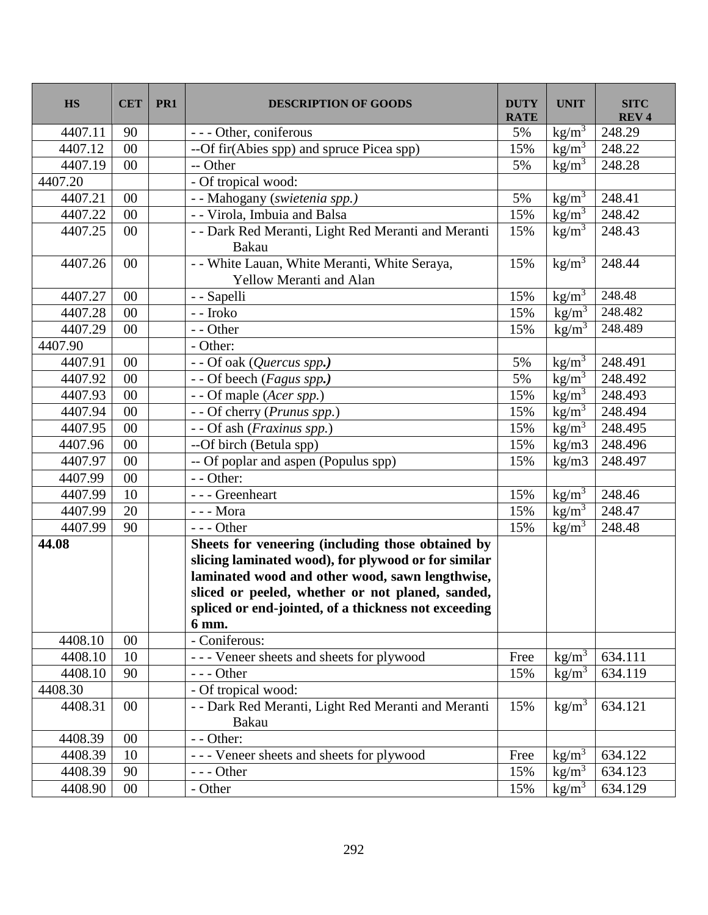| HS | CET | PR1 | DESCRIPTION OF GOODS | DUTY RATE | UNIT | SITC REV 4 |
|---|---|---|---|---|---|---|
| 4407.11 | 90 | | - - - Other, coniferous | 5% | $kg/m^3$ | 248.29 |
| 4407.12 | 00 | | --Of fir(Abies spp) and spruce Picea spp) | 15% | $kg/m^3$ | 248.22 |
| 4407.19 | 00 | | -- Other | 5% | $kg/m^3$ | 248.28 |
| 4407.20 | | | - Of tropical wood: | | | |
| 4407.21 | 00 | | - - Mahogany (*swietenia spp.)* | 5% | $kg/m^3$ | 248.41 |
| 4407.22 | 00 | | - - Virola, Imbuia and Balsa | 15% | $kg/m^3$ | 248.42 |
| 4407.25 | 00 | | - - Dark Red Meranti, Light Red Meranti and Meranti Bakau | 15% | $kg/m^3$ | 248.43 |
| 4407.26 | 00 | | - - White Lauan, White Meranti, White Seraya, Yellow Meranti and Alan | 15% | $kg/m^3$ | 248.44 |
| 4407.27 | 00 | | - - Sapelli | 15% | $kg/m^3$ | 248.48 |
| 4407.28 | 00 | | - - Iroko | 15% | $kg/m^3$ | 248.482 |
| 4407.29 | 00 | | - - Other | 15% | $kg/m^3$ | 248.489 |
| 4407.90 | | | - Other: | | | |
| 4407.91 | 00 | | - - Of oak (*Quercus spp.)* | 5% | $kg/m^3$ | 248.491 |
| 4407.92 | 00 | | - - Of beech (*Fagus spp.)* | 5% | $kg/m^3$ | 248.492 |
| 4407.93 | 00 | | - - Of maple (*Acer spp.*) | 15% | $kg/m^3$ | 248.493 |
| 4407.94 | 00 | | - - Of cherry (*Prunus spp.*) | 15% | $kg/m^3$ | 248.494 |
| 4407.95 | 00 | | - - Of ash (*Fraxinus spp.*) | 15% | $kg/m^3$ | 248.495 |
| 4407.96 | 00 | | --Of birch (Betula spp) | 15% | kg/m3 | 248.496 |
| 4407.97 | 00 | | -- Of poplar and aspen (Populus spp) | 15% | kg/m3 | 248.497 |
| 4407.99 | 00 | | - - Other: | | | |
| 4407.99 | 10 | | - - - Greenheart | 15% | $kg/m^3$ | 248.46 |
| 4407.99 | 20 | | - - - Mora | 15% | $kg/m^3$ | 248.47 |
| 4407.99 | 90 | | - - - Other | 15% | $kg/m^3$ | 248.48 |
| **44.08** | | | **Sheets for veneering (including those obtained by slicing laminated wood), for plywood or for similar laminated wood and other wood, sawn lengthwise, sliced or peeled, whether or not planed, sanded, spliced or end-jointed, of a thickness not exceeding 6 mm.** | | | |
| 4408.10 | 00 | | - Coniferous: | | | |
| 4408.10 | 10 | | - - - Veneer sheets and sheets for plywood | Free | $kg/m^3$ | 634.111 |
| 4408.10 | 90 | | - - - Other | 15% | $kg/m^3$ | 634.119 |
| 4408.30 | | | - Of tropical wood: | | | |
| 4408.31 | 00 | | - - Dark Red Meranti, Light Red Meranti and Meranti Bakau | 15% | $kg/m^3$ | 634.121 |
| 4408.39 | 00 | | - - Other: | | | |
| 4408.39 | 10 | | - - - Veneer sheets and sheets for plywood | Free | $kg/m^3$ | 634.122 |
| 4408.39 | 90 | | - - - Other | 15% | $kg/m^3$ | 634.123 |
| 4408.90 | 00 | | - Other | 15% | $kg/m^3$ | 634.129 |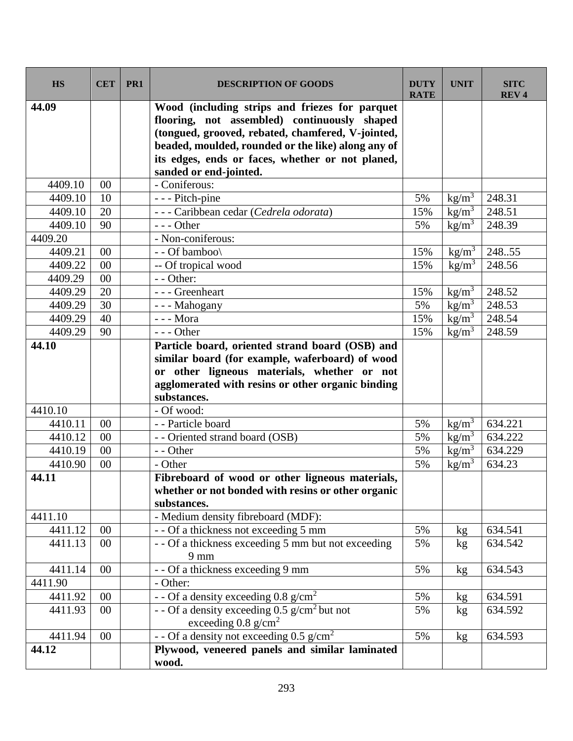| HS | CET | PR1 | DESCRIPTION OF GOODS | DUTY RATE | UNIT | SITC REV 4 |
|---|---|---|---|---|---|---|
| **44.09** | | | **Wood (including strips and friezes for parquet flooring, not assembled) continuously shaped (tongued, grooved, rebated, chamfered, V-jointed, beaded, moulded, rounded or the like) along any of its edges, ends or faces, whether or not planed, sanded or end-jointed.** | | | |
| 4409.10 | 00 | | - Coniferous: | | | |
| 4409.10 | 10 | | - - - Pitch-pine | 5% | $kg/m^3$ | 248.31 |
| 4409.10 | 20 | | - - - Caribbean cedar (*Cedrela odorata*) | 15% | $kg/m^3$ | 248.51 |
| 4409.10 | 90 | | - - - Other | 5% | $kg/m^3$ | 248.39 |
| 4409.20 | | | - Non-coniferous: | | | |
| 4409.21 | 00 | | - - Of bamboo\ | 15% | $kg/m^3$ | 248..55 |
| 4409.22 | 00 | | -- Of tropical wood | 15% | $kg/m^3$ | 248.56 |
| 4409.29 | 00 | | - - Other: | | | |
| 4409.29 | 20 | | - - - Greenheart | 15% | $kg/m^3$ | 248.52 |
| 4409.29 | 30 | | - - - Mahogany | 5% | $kg/m^3$ | 248.53 |
| 4409.29 | 40 | | - - - Mora | 15% | $kg/m^3$ | 248.54 |
| 4409.29 | 90 | | - - - Other | 15% | $kg/m^3$ | 248.59 |
| **44.10** | | | **Particle board, oriented strand board (OSB) and similar board (for example, waferboard) of wood or other ligneous materials, whether or not agglomerated with resins or other organic binding substances.** | | | |
| 4410.10 | | | - Of wood: | | | |
| 4410.11 | 00 | | - - Particle board | 5% | $kg/m^3$ | 634.221 |
| 4410.12 | 00 | | - - Oriented strand board (OSB) | 5% | $kg/m^3$ | 634.222 |
| 4410.19 | 00 | | - - Other | 5% | $kg/m^3$ | 634.229 |
| 4410.90 | 00 | | - Other | 5% | $kg/m^3$ | 634.23 |
| **44.11** | | | **Fibreboard of wood or other ligneous materials, whether or not bonded with resins or other organic substances.** | | | |
| 4411.10 | | | - Medium density fibreboard (MDF): | | | |
| 4411.12 | 00 | | - - Of a thickness not exceeding 5 mm | 5% | kg | 634.541 |
| 4411.13 | 00 | | - - Of a thickness exceeding 5 mm but not exceeding 9 mm | 5% | kg | 634.542 |
| 4411.14 | 00 | | - - Of a thickness exceeding 9 mm | 5% | kg | 634.543 |
| 4411.90 | | | - Other: | | | |
| 4411.92 | 00 | | - - Of a density exceeding 0.8 $g/cm^2$ | 5% | kg | 634.591 |
| 4411.93 | 00 | | - - Of a density exceeding 0.5 $g/cm^2$ but not exceeding 0.8 $g/cm^2$ | 5% | kg | 634.592 |
| 4411.94 | 00 | | - - Of a density not exceeding 0.5 $g/cm^2$ | 5% | kg | 634.593 |
| **44.12** | | | **Plywood, veneered panels and similar laminated wood.** | | | |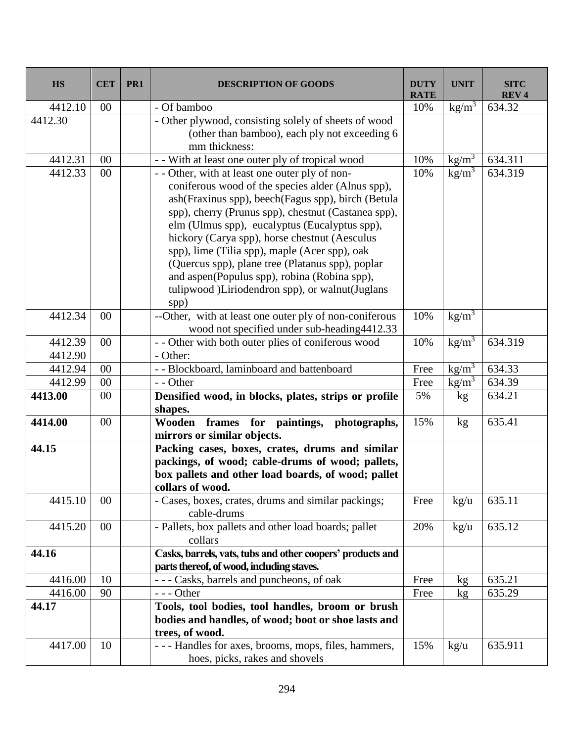| HS | CET | PR1 | DESCRIPTION OF GOODS | DUTY RATE | UNIT | SITC REV 4 |
|---|---|---|---|---|---|---|
| 4412.10 | 00 | | - Of bamboo | 10% | $kg/m^3$ | 634.32 |
| 4412.30 | | | - Other plywood, consisting solely of sheets of wood (other than bamboo), each ply not exceeding 6 mm thickness: | | | |
| 4412.31 | 00 | | - - With at least one outer ply of tropical wood | 10% | $kg/m^3$ | 634.311 |
| 4412.33 | 00 | | - - Other, with at least one outer ply of non-coniferous wood of the species alder (Alnus spp), ash(Fraxinus spp), beech(Fagus spp), birch (Betula spp), cherry (Prunus spp), chestnut (Castanea spp), elm (Ulmus spp), eucalyptus (Eucalyptus spp), hickory (Carya spp), horse chestnut (Aesculus spp), lime (Tilia spp), maple (Acer spp), oak (Quercus spp), plane tree (Platanus spp), poplar and aspen(Populus spp), robina (Robina spp), tulipwood )Liriodendron spp), or walnut(Juglans spp) | 10% | $kg/m^3$ | 634.319 |
| 4412.34 | 00 | | --Other, with at least one outer ply of non-coniferous wood not specified under sub-heading4412.33 | 10% | $kg/m^3$ | |
| 4412.39 | 00 | | - - Other with both outer plies of coniferous wood | 10% | $kg/m^3$ | 634.319 |
| 4412.90 | | | - Other: | | | |
| 4412.94 | 00 | | - - Blockboard, laminboard and battenboard | Free | $kg/m^3$ | 634.33 |
| 4412.99 | 00 | | - - Other | Free | $kg/m^3$ | 634.39 |
| **4413.00** | 00 | | **Densified wood, in blocks, plates, strips or profile shapes.** | 5% | kg | 634.21 |
| **4414.00** | 00 | | **Wooden frames for paintings, photographs, mirrors or similar objects.** | 15% | kg | 635.41 |
| **44.15** | | | **Packing cases, boxes, crates, drums and similar packings, of wood; cable-drums of wood; pallets, box pallets and other load boards, of wood; pallet collars of wood.** | | | |
| 4415.10 | 00 | | - Cases, boxes, crates, drums and similar packings; cable-drums | Free | kg/u | 635.11 |
| 4415.20 | 00 | | - Pallets, box pallets and other load boards; pallet collars | 20% | kg/u | 635.12 |
| **44.16** | | | **Casks, barrels, vats, tubs and other coopers' products and parts thereof, of wood, including staves.** | | | |
| 4416.00 | 10 | | - - - Casks, barrels and puncheons, of oak | Free | kg | 635.21 |
| 4416.00 | 90 | | - - - Other | Free | kg | 635.29 |
| **44.17** | | | **Tools, tool bodies, tool handles, broom or brush bodies and handles, of wood; boot or shoe lasts and trees, of wood.** | | | |
| 4417.00 | 10 | | - - - Handles for axes, brooms, mops, files, hammers, hoes, picks, rakes and shovels | 15% | kg/u | 635.911 |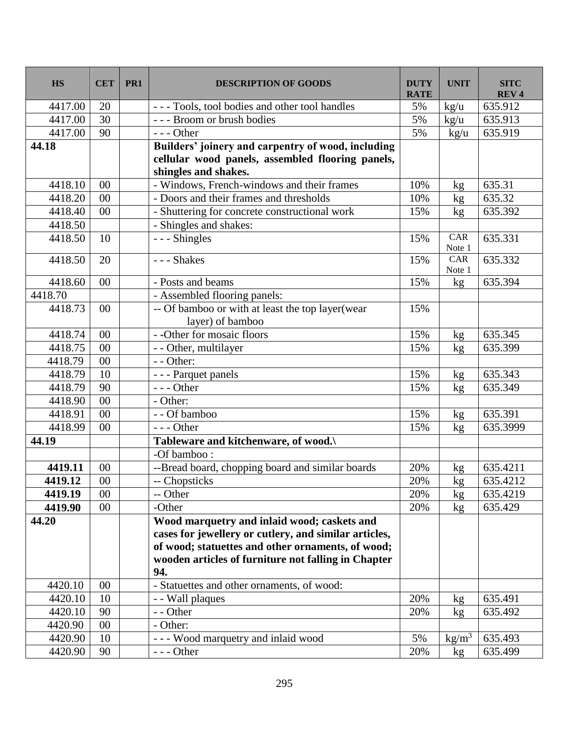| HS | CET | PR1 | DESCRIPTION OF GOODS | DUTY RATE | UNIT | SITC REV 4 |
|---|---|---|---|---|---|---|
| 4417.00 | 20 | | - - - Tools, tool bodies and other tool handles | 5% | kg/u | 635.912 |
| 4417.00 | 30 | | - - - Broom or brush bodies | 5% | kg/u | 635.913 |
| 4417.00 | 90 | | - - - Other | 5% | kg/u | 635.919 |
| **44.18** | | | **Builders' joinery and carpentry of wood, including cellular wood panels, assembled flooring panels, shingles and shakes.** | | | |
| 4418.10 | 00 | | - Windows, French-windows and their frames | 10% | kg | 635.31 |
| 4418.20 | 00 | | - Doors and their frames and thresholds | 10% | kg | 635.32 |
| 4418.40 | 00 | | - Shuttering for concrete constructional work | 15% | kg | 635.392 |
| 4418.50 | | | - Shingles and shakes: | | | |
| 4418.50 | 10 | | - - - Shingles | 15% | CAR Note 1 | 635.331 |
| 4418.50 | 20 | | - - - Shakes | 15% | CAR Note 1 | 635.332 |
| 4418.60 | 00 | | - Posts and beams | 15% | kg | 635.394 |
| 4418.70 | | | - Assembled flooring panels: | | | |
| 4418.73 | 00 | | -- Of bamboo or with at least the top layer(wear layer) of bamboo | 15% | | |
| 4418.74 | 00 | | - -Other for mosaic floors | 15% | kg | 635.345 |
| 4418.75 | 00 | | - - Other, multilayer | 15% | kg | 635.399 |
| 4418.79 | 00 | | - - Other: | | | |
| 4418.79 | 10 | | - - - Parquet panels | 15% | kg | 635.343 |
| 4418.79 | 90 | | - - - Other | 15% | kg | 635.349 |
| 4418.90 | 00 | | - Other: | | | |
| 4418.91 | 00 | | - - Of bamboo | 15% | kg | 635.391 |
| 4418.99 | 00 | | - - - Other | 15% | kg | 635.3999 |
| **44.19** | | | **Tableware and kitchenware, of wood.\\** | | | |
| | | | -Of bamboo : | | | |
| **4419.11** | 00 | | --Bread board, chopping board and similar boards | 20% | kg | 635.4211 |
| **4419.12** | 00 | | -- Chopsticks | 20% | kg | 635.4212 |
| **4419.19** | 00 | | -- Other | 20% | kg | 635.4219 |
| **4419.90** | 00 | | -Other | 20% | kg | 635.429 |
| **44.20** | | | **Wood marquetry and inlaid wood; caskets and cases for jewellery or cutlery, and similar articles, of wood; statuettes and other ornaments, of wood; wooden articles of furniture not falling in Chapter 94.** | | | |
| 4420.10 | 00 | | - Statuettes and other ornaments, of wood: | | | |
| 4420.10 | 10 | | - - Wall plaques | 20% | kg | 635.491 |
| 4420.10 | 90 | | - - Other | 20% | kg | 635.492 |
| 4420.90 | 00 | | - Other: | | | |
| 4420.90 | 10 | | - - - Wood marquetry and inlaid wood | 5% | $kg/m^3$ | 635.493 |
| 4420.90 | 90 | | - - - Other | 20% | kg | 635.499 |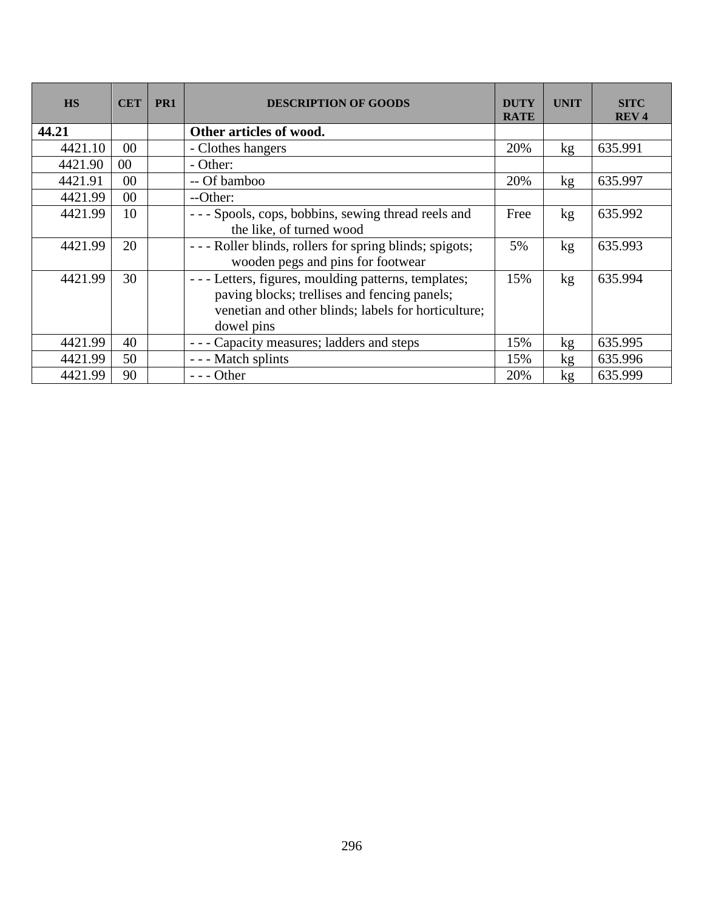| HS | CET | PR1 | DESCRIPTION OF GOODS | DUTY RATE | UNIT | SITC REV 4 |
|---|---|---|---|---|---|---|
| **44.21** | | | **Other articles of wood.** | | | |
| 4421.10 | 00 | | - Clothes hangers | 20% | kg | 635.991 |
| 4421.90 | 00 | | - Other: | | | |
| 4421.91 | 00 | | -- Of bamboo | 20% | kg | 635.997 |
| 4421.99 | 00 | | --Other: | | | |
| 4421.99 | 10 | | - - - Spools, cops, bobbins, sewing thread reels and the like, of turned wood | Free | kg | 635.992 |
| 4421.99 | 20 | | - - - Roller blinds, rollers for spring blinds; spigots; wooden pegs and pins for footwear | 5% | kg | 635.993 |
| 4421.99 | 30 | | - - - Letters, figures, moulding patterns, templates; paving blocks; trellises and fencing panels; venetian and other blinds; labels for horticulture; dowel pins | 15% | kg | 635.994 |
| 4421.99 | 40 | | - - - Capacity measures; ladders and steps | 15% | kg | 635.995 |
| 4421.99 | 50 | | - - - Match splints | 15% | kg | 635.996 |
| 4421.99 | 90 | | - - - Other | 20% | kg | 635.999 |